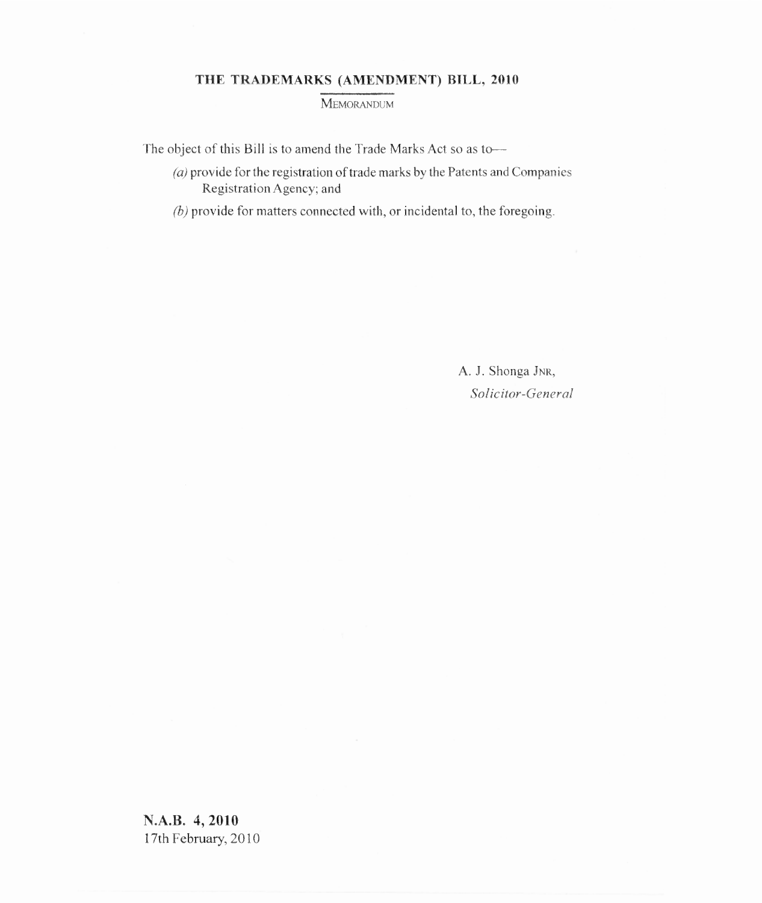# THE TRADEMARKS (AMENDMENT) BILL, 2010

MEMORANDUM

The object of this Bill is to amend the Trade Marks Act so as to—

*(a)* provide for the registration of trade marks by the Patents and Companies Registration Agency; and

*(b)* provide for matters connected with, or incidental to, the foregoing.

A. J. Shonga JNR,
*Solicitor-General*

**N.A.B. 4, 2010**
17th February, 2010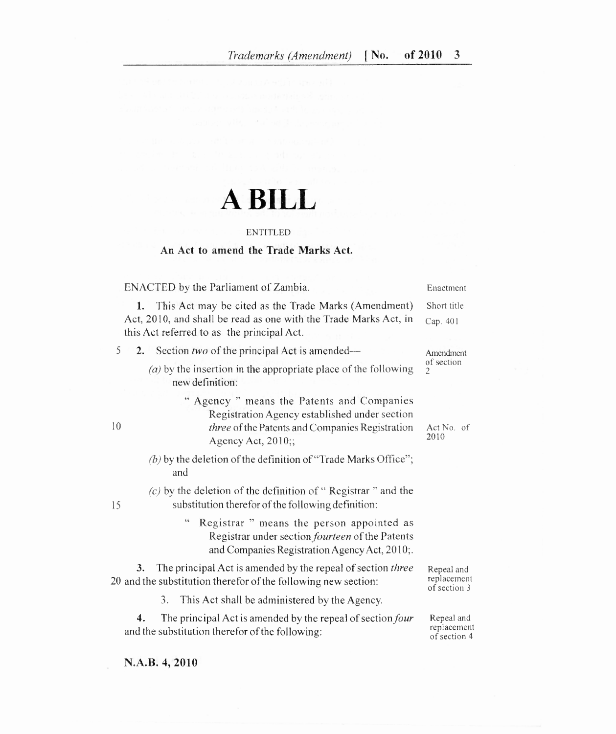# A BILL

ENTITLED

**An Act to amend the Trade Marks Act.**

ENACTED by the Parliament of Zambia. — Enactment

1. This Act may be cited as the Trade Marks (Amendment) Act, 2010, and shall be read as one with the Trade Marks Act, in this Act referred to as the principal Act. — Short title; Cap. 401

2. Section *two* of the principal Act is amended— — Amendment of section 2

   *(a)* by the insertion in the appropriate place of the following new definition:

   > " Agency " means the Patents and Companies Registration Agency established under section *three* of the Patents and Companies Registration Agency Act, 2010;; — Act No. of 2010

   *(b)* by the deletion of the definition of "Trade Marks Office"; and

   *(c)* by the deletion of the definition of " Registrar " and the substitution therefor of the following definition:

   > " Registrar " means the person appointed as Registrar under section *fourteen* of the Patents and Companies Registration Agency Act, 2010;.

3. The principal Act is amended by the repeal of section *three* and the substitution therefor of the following new section: — Repeal and replacement of section 3

   > 3. This Act shall be administered by the Agency.

4. The principal Act is amended by the repeal of section *four* and the substitution therefor of the following: — Repeal and replacement of section 4

**N.A.B. 4, 2010**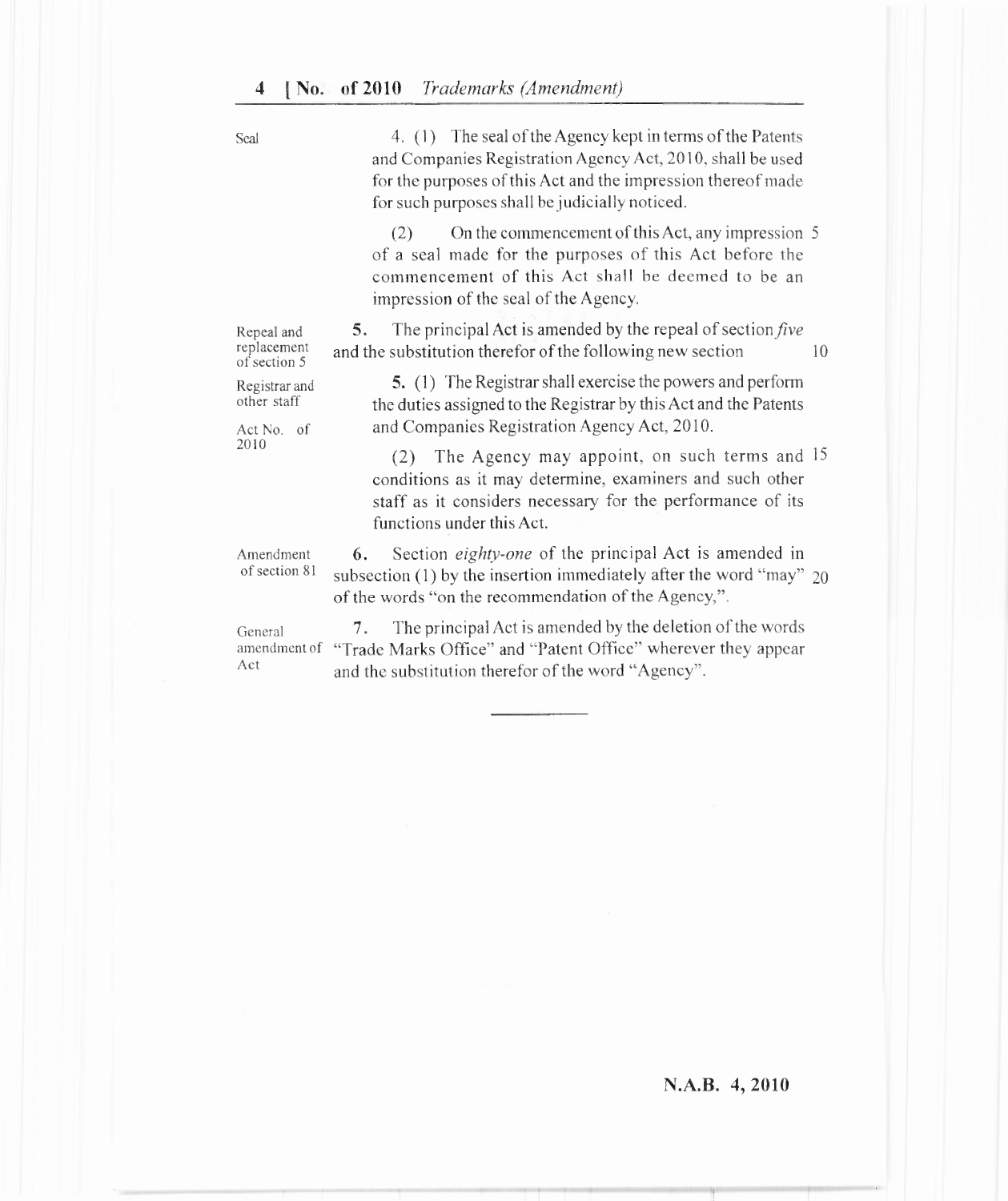Seal

4. (1) The seal of the Agency kept in terms of the Patents and Companies Registration Agency Act, 2010, shall be used for the purposes of this Act and the impression thereof made for such purposes shall be judicially noticed.

(2) On the commencement of this Act, any impression of a seal made for the purposes of this Act before the commencement of this Act shall be deemed to be an impression of the seal of the Agency.

Repeal and replacement of section 5

**5.** The principal Act is amended by the repeal of section *five* and the substitution therefor of the following new section

Registrar and other staff

Act No. of 2010

**5.** (1) The Registrar shall exercise the powers and perform the duties assigned to the Registrar by this Act and the Patents and Companies Registration Agency Act, 2010.

(2) The Agency may appoint, on such terms and conditions as it may determine, examiners and such other staff as it considers necessary for the performance of its functions under this Act.

Amendment of section 81

**6.** Section *eighty-one* of the principal Act is amended in subsection (1) by the insertion immediately after the word "may" of the words "on the recommendation of the Agency,".

General amendment of Act

7. The principal Act is amended by the deletion of the words "Trade Marks Office" and "Patent Office" wherever they appear and the substitution therefor of the word "Agency".

---

**N.A.B. 4, 2010**